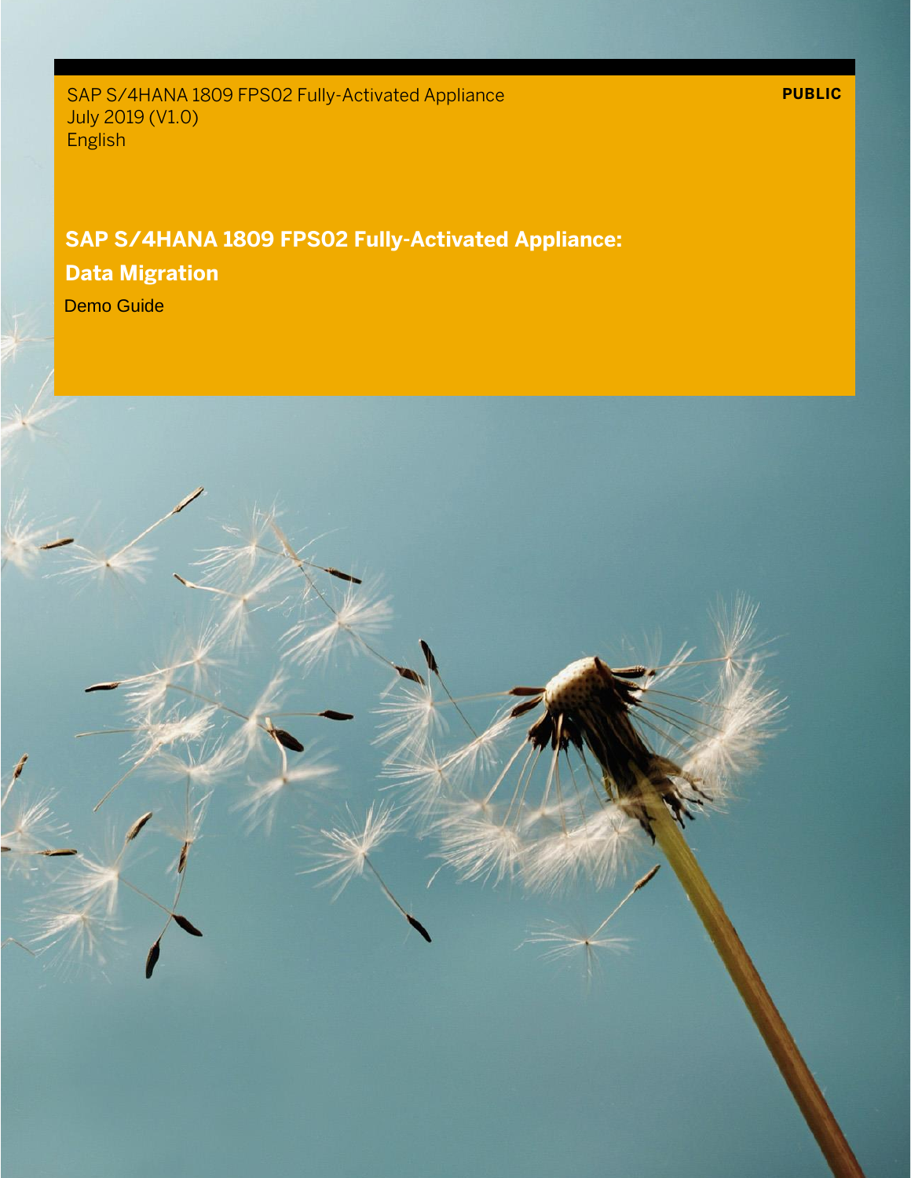SAP S/4HANA 1809 FPS02 Fully-Activated Appliance
July 2019 (V1.0)
English

**PUBLIC**

# SAP S/4HANA 1809 FPS02 Fully-Activated Appliance: Data Migration

Demo Guide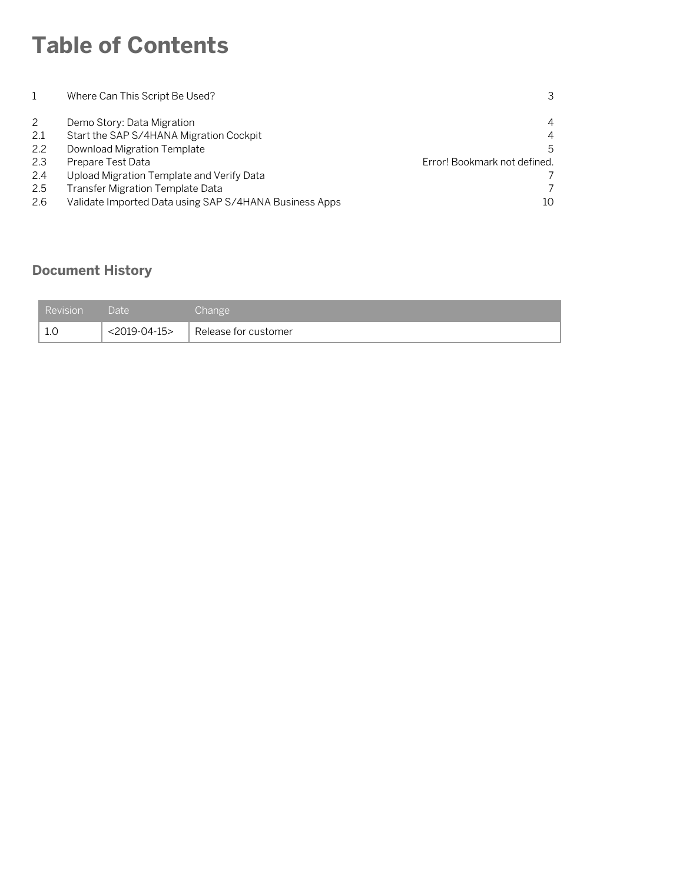# Table of Contents

| | | |
|---|---|---|
| 1 | Where Can This Script Be Used? | 3 |
| 2 | Demo Story: Data Migration | 4 |
| 2.1 | Start the SAP S/4HANA Migration Cockpit | 4 |
| 2.2 | Download Migration Template | 5 |
| 2.3 | Prepare Test Data | Error! Bookmark not defined. |
| 2.4 | Upload Migration Template and Verify Data | 7 |
| 2.5 | Transfer Migration Template Data | 7 |
| 2.6 | Validate Imported Data using SAP S/4HANA Business Apps | 10 |

## Document History

| Revision | Date | Change |
|---|---|---|
| 1.0 | <2019-04-15> | Release for customer |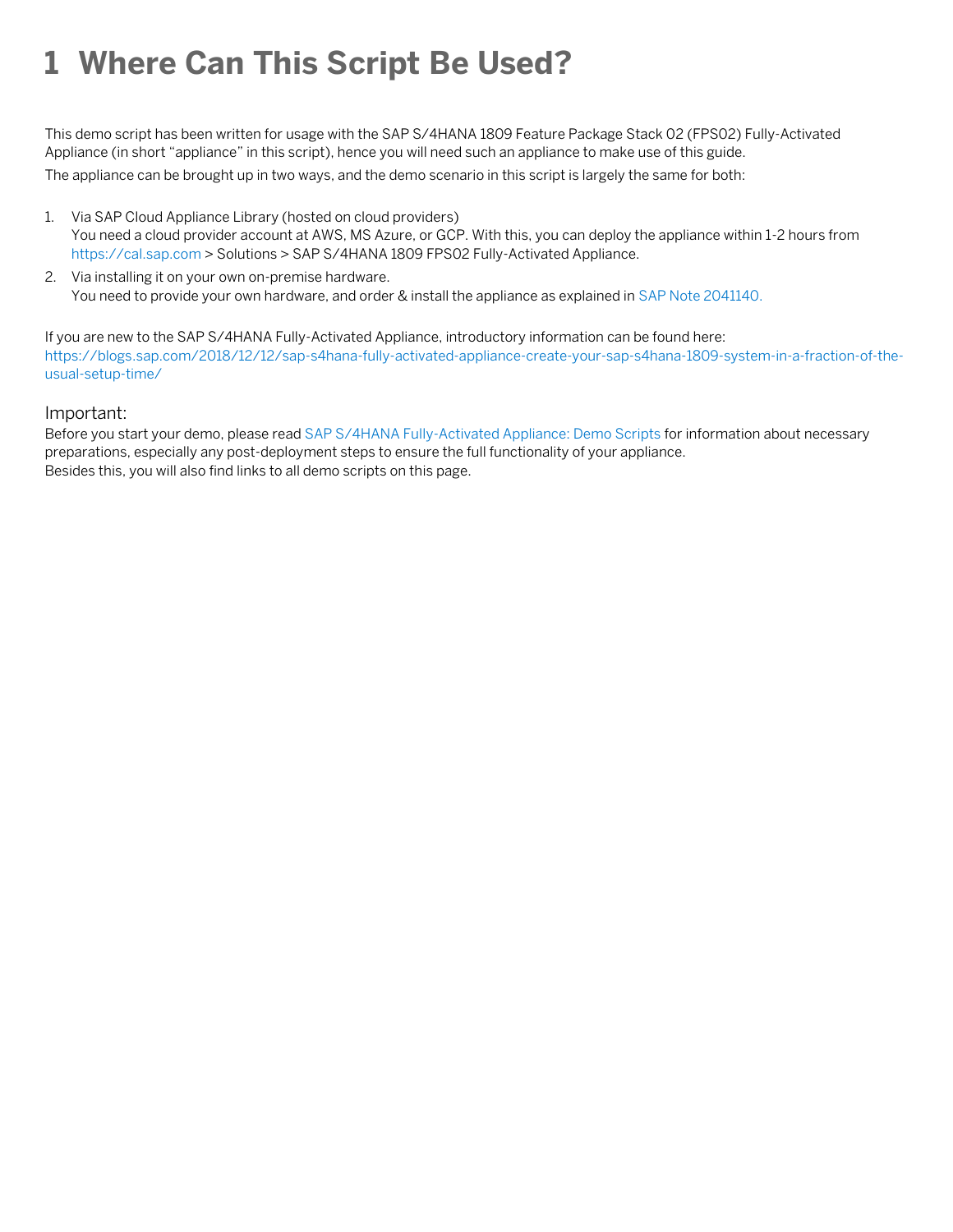# 1 Where Can This Script Be Used?

This demo script has been written for usage with the SAP S/4HANA 1809 Feature Package Stack 02 (FPS02) Fully-Activated Appliance (in short "appliance" in this script), hence you will need such an appliance to make use of this guide.

The appliance can be brought up in two ways, and the demo scenario in this script is largely the same for both:

1. Via SAP Cloud Appliance Library (hosted on cloud providers)
   You need a cloud provider account at AWS, MS Azure, or GCP. With this, you can deploy the appliance within 1-2 hours from https://cal.sap.com > Solutions > SAP S/4HANA 1809 FPS02 Fully-Activated Appliance.
2. Via installing it on your own on-premise hardware.
   You need to provide your own hardware, and order & install the appliance as explained in SAP Note 2041140.

If you are new to the SAP S/4HANA Fully-Activated Appliance, introductory information can be found here: https://blogs.sap.com/2018/12/12/sap-s4hana-fully-activated-appliance-create-your-sap-s4hana-1809-system-in-a-fraction-of-the-usual-setup-time/

Important:
Before you start your demo, please read SAP S/4HANA Fully-Activated Appliance: Demo Scripts for information about necessary preparations, especially any post-deployment steps to ensure the full functionality of your appliance.
Besides this, you will also find links to all demo scripts on this page.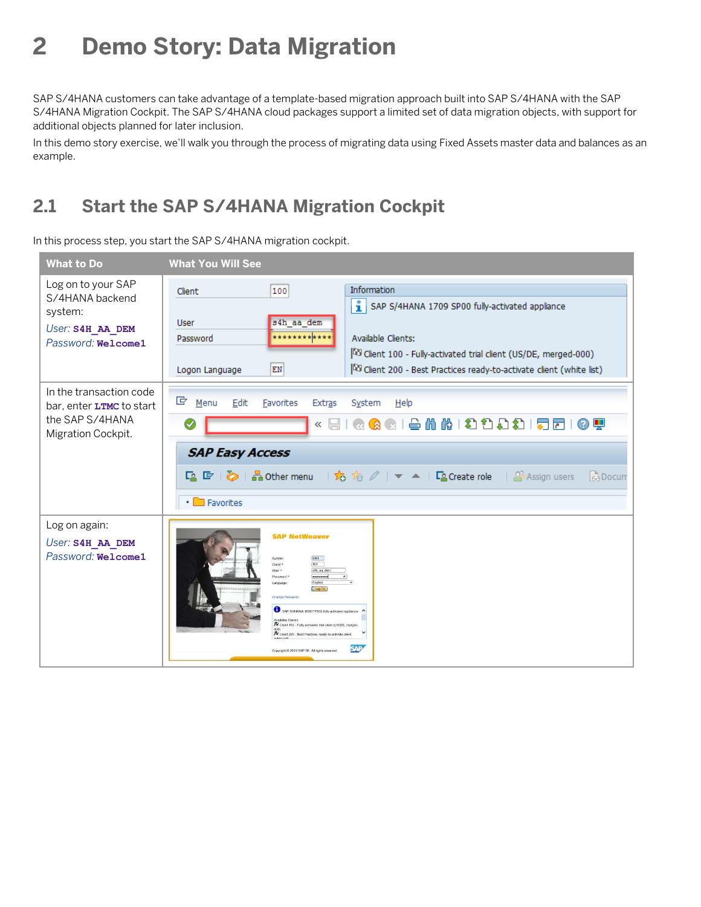# 2 Demo Story: Data Migration

SAP S/4HANA customers can take advantage of a template-based migration approach built into SAP S/4HANA with the SAP S/4HANA Migration Cockpit. The SAP S/4HANA cloud packages support a limited set of data migration objects, with support for additional objects planned for later inclusion.

In this demo story exercise, we'll walk you through the process of migrating data using Fixed Assets master data and balances as an example.

## 2.1 Start the SAP S/4HANA Migration Cockpit

In this process step, you start the SAP S/4HANA migration cockpit.

| What to Do | What You Will See |
|---|---|
| Log on to your SAP S/4HANA backend system:<br>*User:* **S4H_AA_DEM**<br>*Password:* **Welcome1** | |
| In the transaction code bar, enter **LTMC** to start the SAP S/4HANA Migration Cockpit. | |
| Log on again:<br>*User:* **S4H_AA_DEM**<br>*Password:* **Welcome1** | |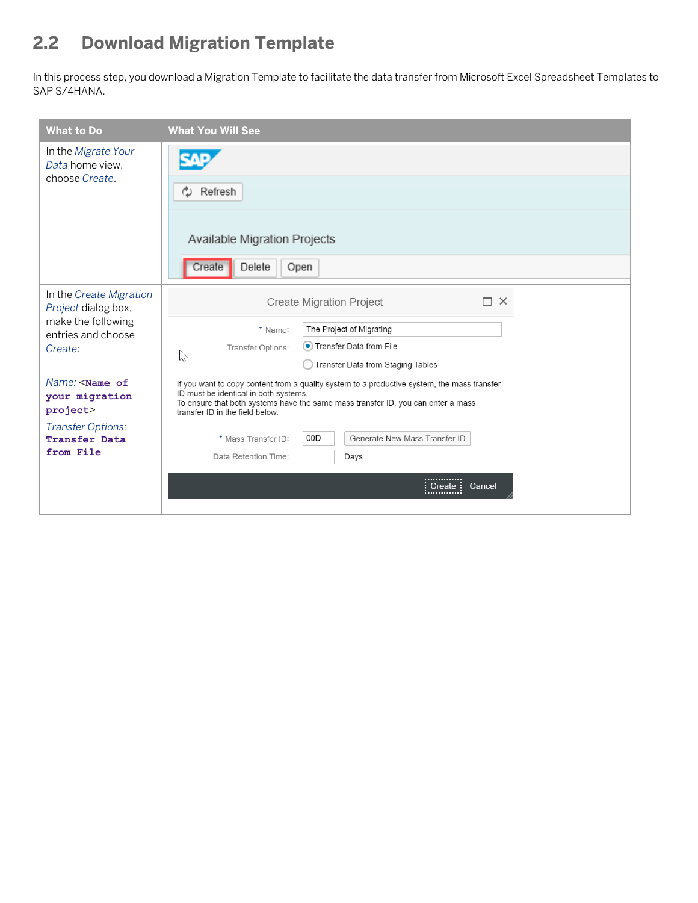## 2.2 Download Migration Template

In this process step, you download a Migration Template to facilitate the data transfer from Microsoft Excel Spreadsheet Templates to SAP S/4HANA.

| What to Do | What You Will See |
| --- | --- |
| In the *Migrate Your Data* home view, choose *Create*. | |
| In the *Create Migration Project* dialog box, make the following entries and choose *Create*:<br><br>*Name:* <**Name of your migration project**><br>*Transfer Options:* **Transfer Data from File** | |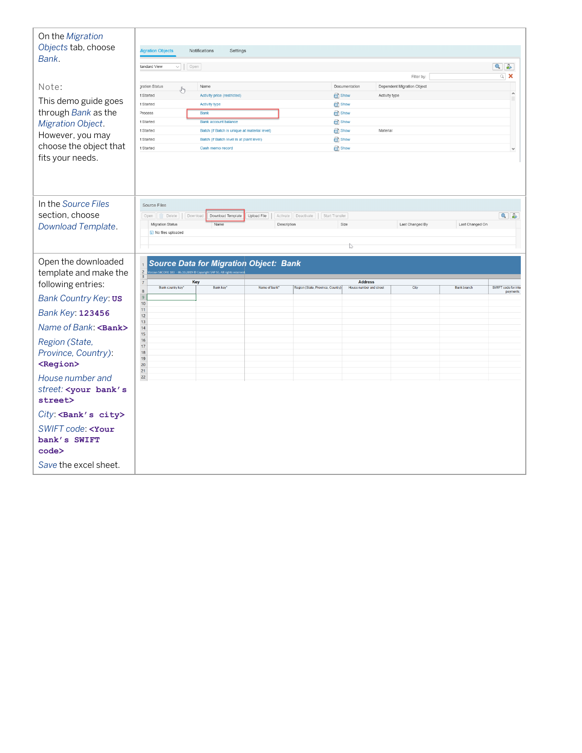| | |
|---|---|
| On the *Migration Objects* tab, choose *Bank*.<br><br>Note:<br>This demo guide goes through *Bank* as the *Migration Object*. However, you may choose the object that fits your needs. | |
| In the *Source Files* section, choose *Download Template*. | |
| Open the downloaded template and make the following entries:<br>*Bank Country Key*: **`US`**<br>*Bank Key*: **`123456`**<br>*Name of Bank*: **`<Bank>`**<br>*Region (State, Province, Country)*: **`<Region>`**<br>*House number and street*: **`<your bank's street>`**<br>*City*: **`<Bank's city>`**<br>*SWIFT code*: **`<Your bank's SWIFT code>`**<br>*Save* the excel sheet. | |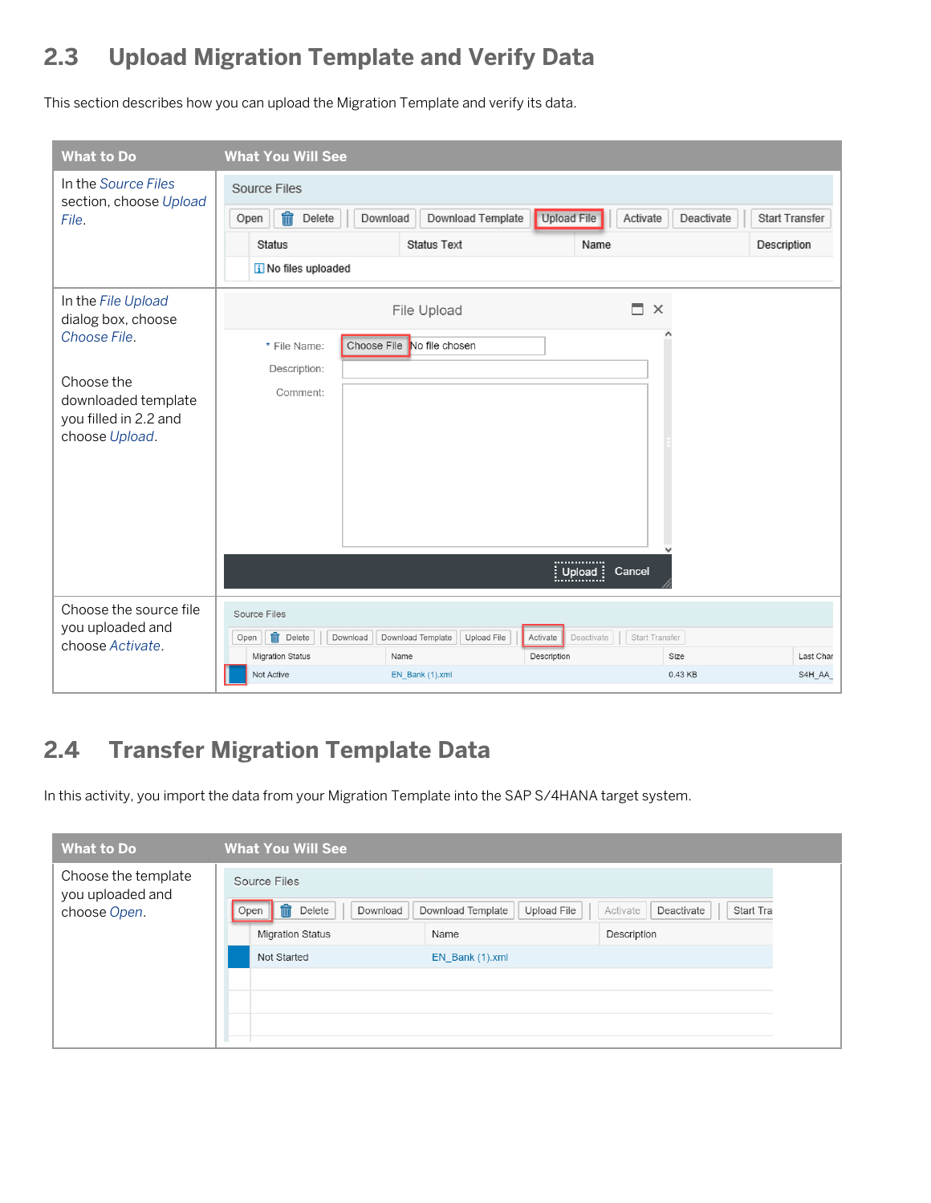## 2.3 Upload Migration Template and Verify Data

This section describes how you can upload the Migration Template and verify its data.

| What to Do | What You Will See |
| --- | --- |
| In the *Source Files* section, choose *Upload File*. | |
| In the *File Upload* dialog box, choose *Choose File*.<br><br>Choose the downloaded template you filled in 2.2 and choose *Upload*. | |
| Choose the source file you uploaded and choose *Activate*. | |

## 2.4 Transfer Migration Template Data

In this activity, you import the data from your Migration Template into the SAP S/4HANA target system.

| What to Do | What You Will See |
| --- | --- |
| Choose the template you uploaded and choose *Open*. | |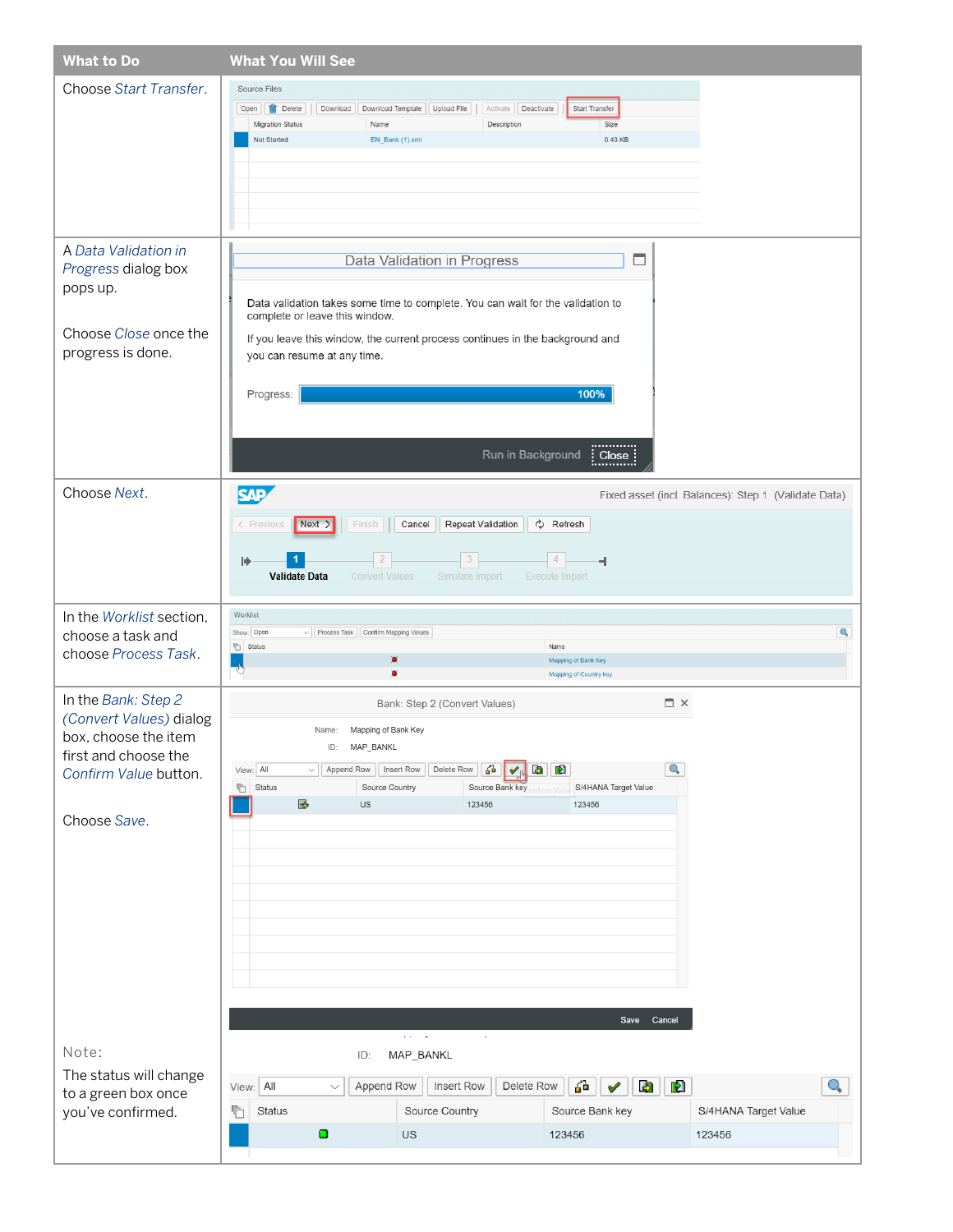| What to Do | What You Will See |
| --- | --- |
| Choose *Start Transfer*. | |
| A *Data Validation in Progress* dialog box pops up.<br><br>Choose *Close* once the progress is done. | |
| Choose *Next*. | |
| In the *Worklist* section, choose a task and choose *Process Task*. | |
| In the *Bank: Step 2 (Convert Values)* dialog box, choose the item first and choose the *Confirm Value* button.<br><br>Choose *Save*.<br><br>Note:<br>The status will change to a green box once you've confirmed. | |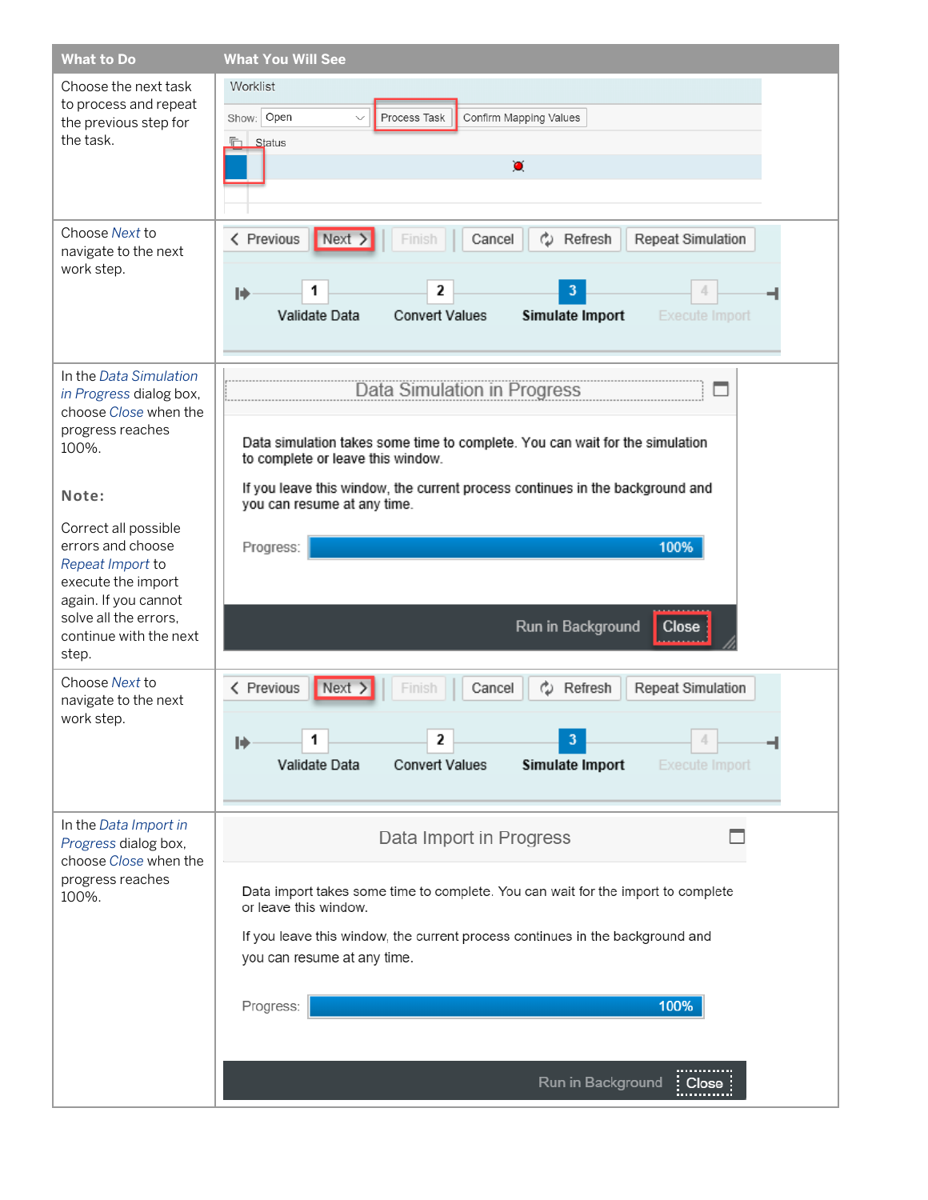| What to Do | What You Will See |
| --- | --- |
| Choose the next task to process and repeat the previous step for the task. | Worklist<br>Show: Open · Process Task · Confirm Mapping Values<br>Status |
| Choose *Next* to navigate to the next work step. | Previous · Next · Finish · Cancel · Refresh · Repeat Simulation<br>1 Validate Data · 2 Convert Values · 3 Simulate Import · 4 Execute Import |
| In the *Data Simulation in Progress* dialog box, choose *Close* when the progress reaches 100%.<br><br>**Note:**<br><br>Correct all possible errors and choose *Repeat Import* to execute the import again. If you cannot solve all the errors, continue with the next step. | Data Simulation in Progress<br>Data simulation takes some time to complete. You can wait for the simulation to complete or leave this window.<br>If you leave this window, the current process continues in the background and you can resume at any time.<br>Progress: 100%<br>Run in Background · Close |
| Choose *Next* to navigate to the next work step. | Previous · Next · Finish · Cancel · Refresh · Repeat Simulation<br>1 Validate Data · 2 Convert Values · 3 Simulate Import · 4 Execute Import |
| In the *Data Import in Progress* dialog box, choose *Close* when the progress reaches 100%. | Data Import in Progress<br>Data import takes some time to complete. You can wait for the import to complete or leave this window.<br>If you leave this window, the current process continues in the background and you can resume at any time.<br>Progress: 100%<br>Run in Background · Close |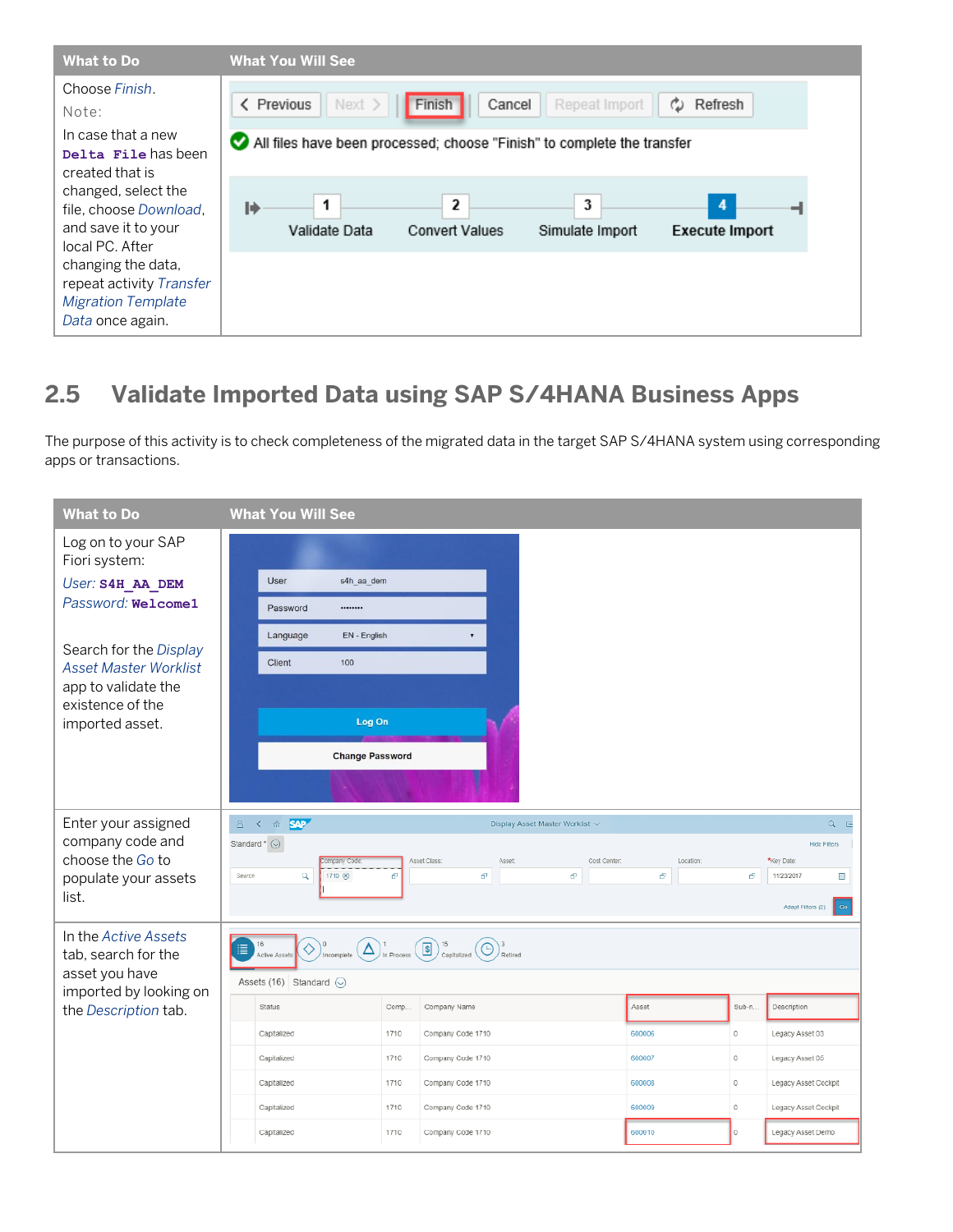| What to Do | What You Will See |
|---|---|
| Choose *Finish*.<br>Note:<br>In case that a new `Delta File` has been created that is changed, select the file, choose *Download*, and save it to your local PC. After changing the data, repeat activity *Transfer Migration Template Data* once again. | |

## 2.5 Validate Imported Data using SAP S/4HANA Business Apps

The purpose of this activity is to check completeness of the migrated data in the target SAP S/4HANA system using corresponding apps or transactions.

| What to Do | What You Will See |
|---|---|
| Log on to your SAP Fiori system:<br>*User:* `S4H_AA_DEM`<br>*Password:* `Welcome1`<br><br>Search for the *Display Asset Master Worklist* app to validate the existence of the imported asset. | |
| Enter your assigned company code and choose the *Go* to populate your assets list. | |
| In the *Active Assets* tab, search for the asset you have imported by looking on the *Description* tab. | |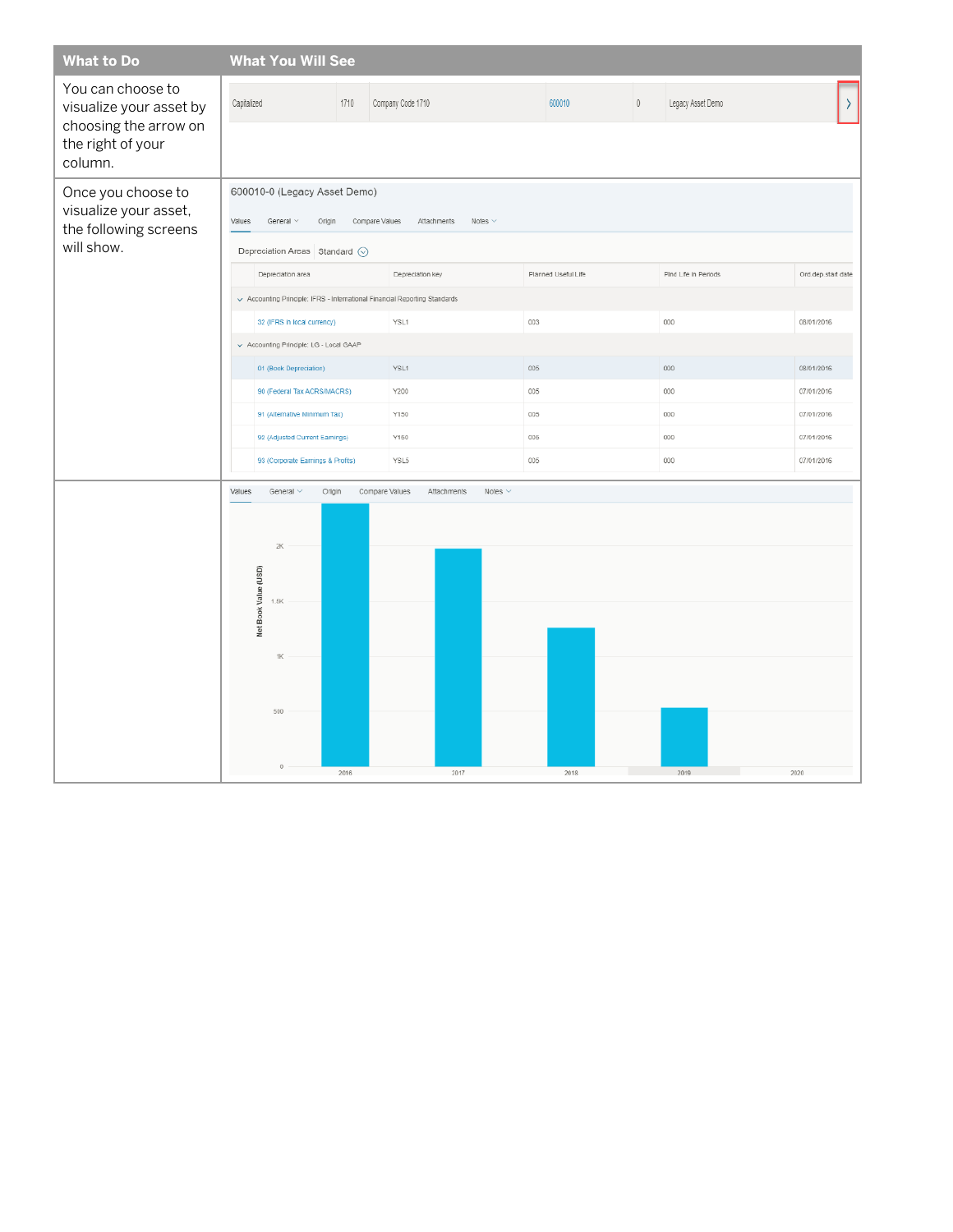| What to Do | What You Will See |
|---|---|
| You can choose to visualize your asset by choosing the arrow on the right of your column. | Capitalized 1710 Company Code 1710 600010 0 Legacy Asset Demo › |
| Once you choose to visualize your asset, the following screens will show. | 600010-0 (Legacy Asset Demo) |
| | |

600010-0 (Legacy Asset Demo)

Values General Origin Compare Values Attachments Notes

Depreciation Areas Standard

| Depreciation area | Depreciation key | Planned Useful Life | Plnd Life in Periods | Ord dep start date |
|---|---|---|---|---|
| Accounting Principle: IFRS - International Financial Reporting Standards | | | | |
| 32 (IFRS in local currency) | YSL1 | 003 | 000 | 08/01/2016 |
| Accounting Principle: LG - Local GAAP | | | | |
| 01 (Book Depreciation) | YSL1 | 005 | 000 | 08/01/2016 |
| 90 (Federal Tax ACRS/MACRS) | Y200 | 005 | 000 | 07/01/2016 |
| 91 (Alternative Minimum Tax) | Y150 | 005 | 000 | 07/01/2016 |
| 92 (Adjusted Current Earnings) | Y150 | 005 | 000 | 07/01/2016 |
| 93 (Corporate Earnings & Profits) | YSL5 | 005 | 000 | 07/01/2016 |

Values General Origin Compare Values Attachments Notes

Net Book Value (USD)

2K
1.5K
1K
500
0

2016 2017 2018 2019 2020